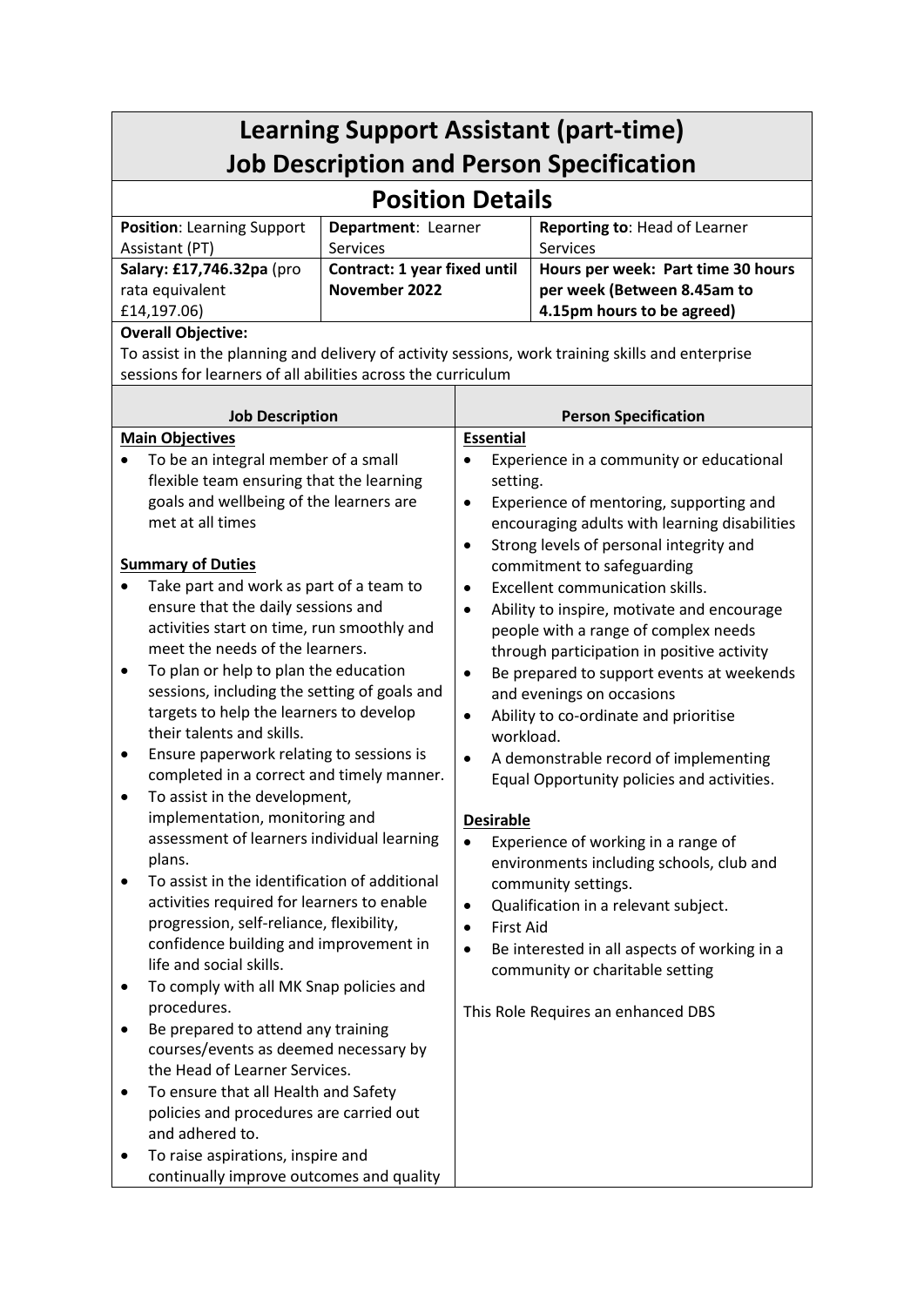# Learning Support Assistant (part-time)
# Job Description and Person Specification

## Position Details

| **Position**: Learning Support Assistant (PT) | **Department**: Learner Services | **Reporting to**: Head of Learner Services |
|---|---|---|
| **Salary: £17,746.32pa** (pro rata equivalent £14,197.06) | **Contract: 1 year fixed until November 2022** | **Hours per week: Part time 30 hours per week (Between 8.45am to 4.15pm hours to be agreed)** |

**Overall Objective:**

To assist in the planning and delivery of activity sessions, work training skills and enterprise sessions for learners of all abilities across the curriculum

## Job Description

**Main Objectives**

- To be an integral member of a small flexible team ensuring that the learning goals and wellbeing of the learners are met at all times

**Summary of Duties**

- Take part and work as part of a team to ensure that the daily sessions and activities start on time, run smoothly and meet the needs of the learners.
- To plan or help to plan the education sessions, including the setting of goals and targets to help the learners to develop their talents and skills.
- Ensure paperwork relating to sessions is completed in a correct and timely manner.
- To assist in the development, implementation, monitoring and assessment of learners individual learning plans.
- To assist in the identification of additional activities required for learners to enable progression, self-reliance, flexibility, confidence building and improvement in life and social skills.
- To comply with all MK Snap policies and procedures.
- Be prepared to attend any training courses/events as deemed necessary by the Head of Learner Services.
- To ensure that all Health and Safety policies and procedures are carried out and adhered to.
- To raise aspirations, inspire and continually improve outcomes and quality

## Person Specification

**Essential**

- Experience in a community or educational setting.
- Experience of mentoring, supporting and encouraging adults with learning disabilities
- Strong levels of personal integrity and commitment to safeguarding
- Excellent communication skills.
- Ability to inspire, motivate and encourage people with a range of complex needs through participation in positive activity
- Be prepared to support events at weekends and evenings on occasions
- Ability to co-ordinate and prioritise workload.
- A demonstrable record of implementing Equal Opportunity policies and activities.

**Desirable**

- Experience of working in a range of environments including schools, club and community settings.
- Qualification in a relevant subject.
- First Aid
- Be interested in all aspects of working in a community or charitable setting

This Role Requires an enhanced DBS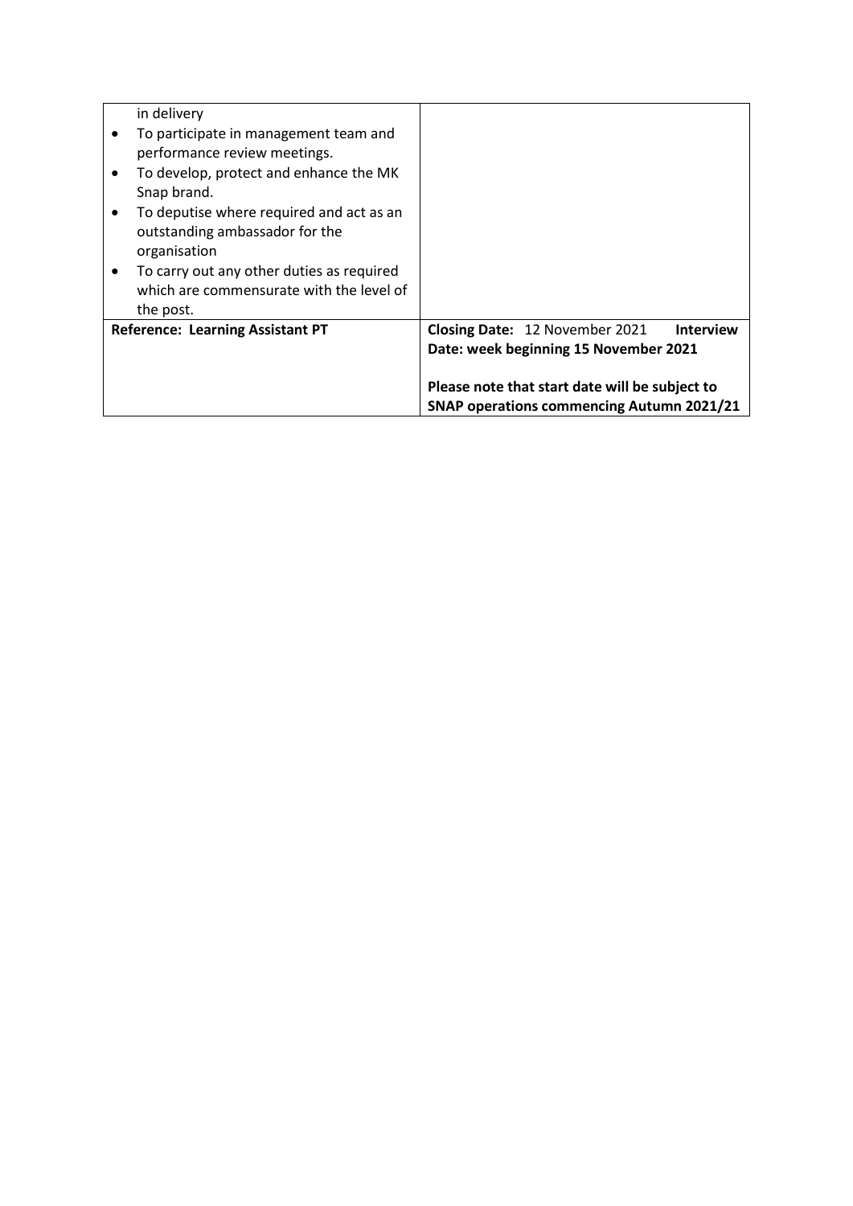| | |
|---|---|
| in delivery<br>• To participate in management team and performance review meetings.<br>• To develop, protect and enhance the MK Snap brand.<br>• To deputise where required and act as an outstanding ambassador for the organisation<br>• To carry out any other duties as required which are commensurate with the level of the post. | |
| **Reference: Learning Assistant PT** | **Closing Date:** 12 November 2021 **Interview Date: week beginning 15 November 2021**<br><br>**Please note that start date will be subject to SNAP operations commencing Autumn 2021/21** |